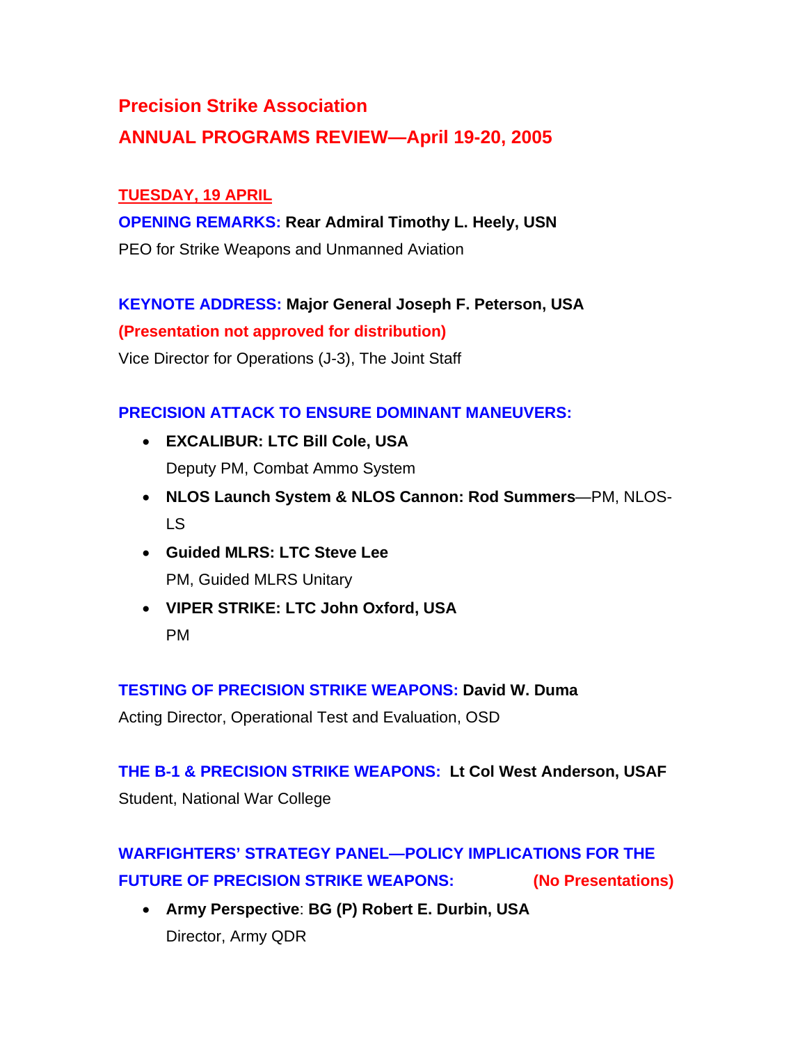# Precision Strike Association

## ANNUAL PROGRAMS REVIEW—April 19-20, 2005

### TUESDAY, 19 APRIL

**OPENING REMARKS: Rear Admiral Timothy L. Heely, USN**
PEO for Strike Weapons and Unmanned Aviation

**KEYNOTE ADDRESS: Major General Joseph F. Peterson, USA**
**(Presentation not approved for distribution)**
Vice Director for Operations (J-3), The Joint Staff

**PRECISION ATTACK TO ENSURE DOMINANT MANEUVERS:**

- **EXCALIBUR: LTC Bill Cole, USA**
  Deputy PM, Combat Ammo System
- **NLOS Launch System & NLOS Cannon: Rod Summers**—PM, NLOS-LS
- **Guided MLRS: LTC Steve Lee**
  PM, Guided MLRS Unitary
- **VIPER STRIKE: LTC John Oxford, USA**
  PM

**TESTING OF PRECISION STRIKE WEAPONS: David W. Duma**
Acting Director, Operational Test and Evaluation, OSD

**THE B-1 & PRECISION STRIKE WEAPONS: Lt Col West Anderson, USAF**
Student, National War College

**WARFIGHTERS' STRATEGY PANEL—POLICY IMPLICATIONS FOR THE FUTURE OF PRECISION STRIKE WEAPONS: (No Presentations)**

- **Army Perspective**: **BG (P) Robert E. Durbin, USA**
  Director, Army QDR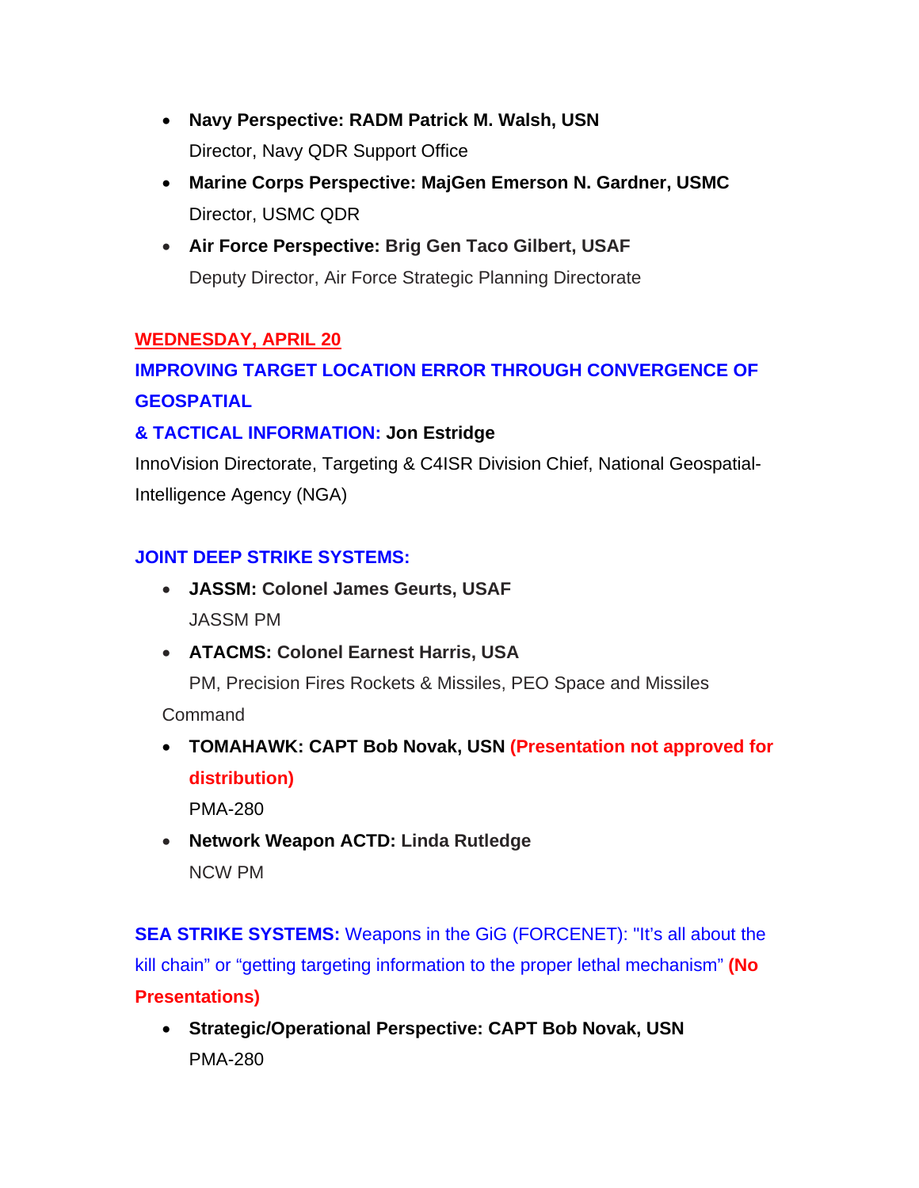- **Navy Perspective: RADM Patrick M. Walsh, USN**
  Director, Navy QDR Support Office
- **Marine Corps Perspective: MajGen Emerson N. Gardner, USMC**
  Director, USMC QDR
- **Air Force Perspective: Brig Gen Taco Gilbert, USAF**
  Deputy Director, Air Force Strategic Planning Directorate

**WEDNESDAY, APRIL 20**

**IMPROVING TARGET LOCATION ERROR THROUGH CONVERGENCE OF GEOSPATIAL & TACTICAL INFORMATION: Jon Estridge**

InnoVision Directorate, Targeting & C4ISR Division Chief, National Geospatial-Intelligence Agency (NGA)

**JOINT DEEP STRIKE SYSTEMS:**

- **JASSM: Colonel James Geurts, USAF**
  JASSM PM
- **ATACMS: Colonel Earnest Harris, USA**
  PM, Precision Fires Rockets & Missiles, PEO Space and Missiles Command
- **TOMAHAWK: CAPT Bob Novak, USN (Presentation not approved for distribution)**
  PMA-280
- **Network Weapon ACTD: Linda Rutledge**
  NCW PM

**SEA STRIKE SYSTEMS:** Weapons in the GiG (FORCENET): "It's all about the kill chain" or "getting targeting information to the proper lethal mechanism" **(No Presentations)**

- **Strategic/Operational Perspective: CAPT Bob Novak, USN**
  PMA-280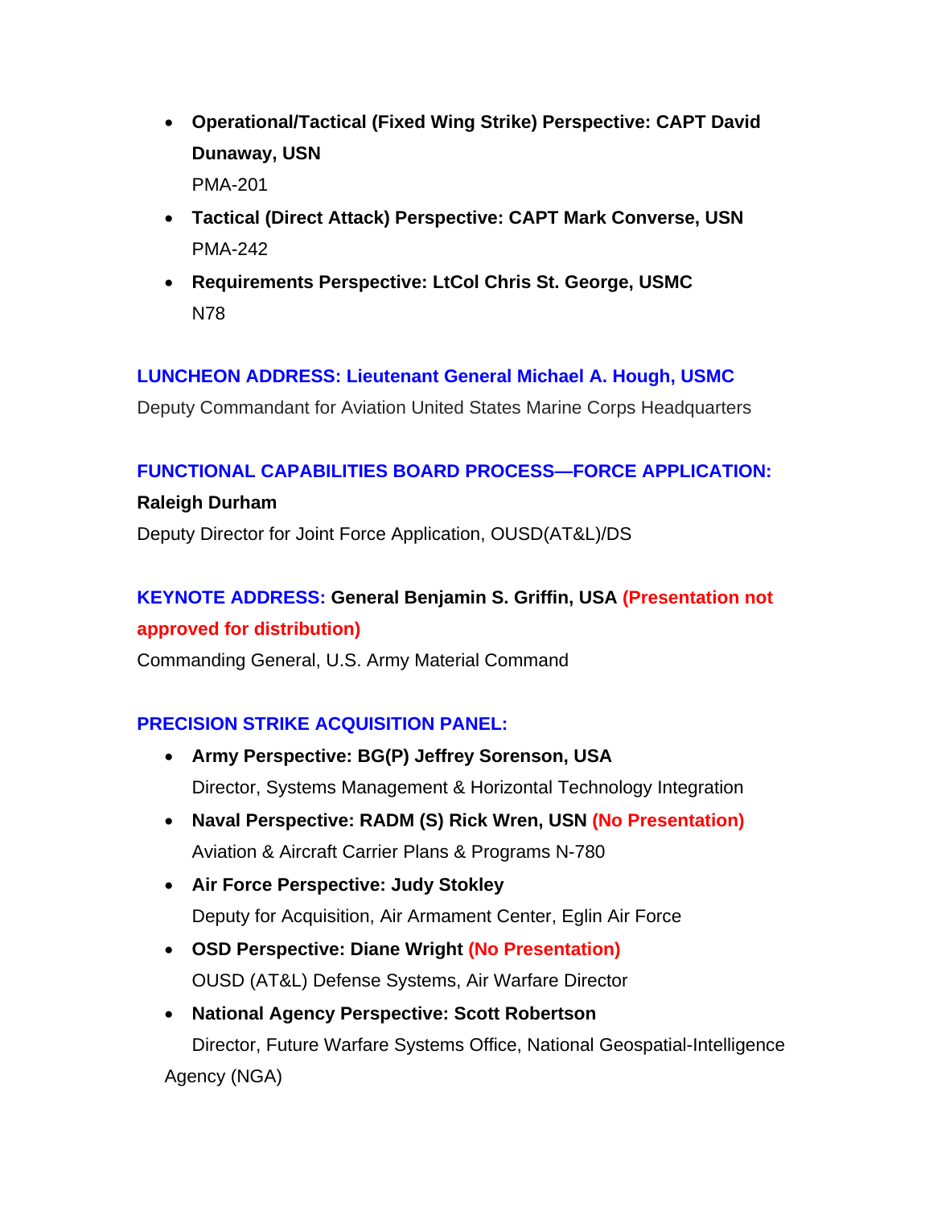- **Operational/Tactical (Fixed Wing Strike) Perspective: CAPT David Dunaway, USN**
  PMA-201
- **Tactical (Direct Attack) Perspective: CAPT Mark Converse, USN**
  PMA-242
- **Requirements Perspective: LtCol Chris St. George, USMC**
  N78

**LUNCHEON ADDRESS: Lieutenant General Michael A. Hough, USMC**
Deputy Commandant for Aviation United States Marine Corps Headquarters

**FUNCTIONAL CAPABILITIES BOARD PROCESS—FORCE APPLICATION:**
**Raleigh Durham**
Deputy Director for Joint Force Application, OUSD(AT&L)/DS

**KEYNOTE ADDRESS: General Benjamin S. Griffin, USA (Presentation not approved for distribution)**
Commanding General, U.S. Army Material Command

**PRECISION STRIKE ACQUISITION PANEL:**

- **Army Perspective: BG(P) Jeffrey Sorenson, USA**
  Director, Systems Management & Horizontal Technology Integration
- **Naval Perspective: RADM (S) Rick Wren, USN (No Presentation)**
  Aviation & Aircraft Carrier Plans & Programs N-780
- **Air Force Perspective: Judy Stokley**
  Deputy for Acquisition, Air Armament Center, Eglin Air Force
- **OSD Perspective: Diane Wright (No Presentation)**
  OUSD (AT&L) Defense Systems, Air Warfare Director
- **National Agency Perspective: Scott Robertson**
  Director, Future Warfare Systems Office, National Geospatial-Intelligence Agency (NGA)